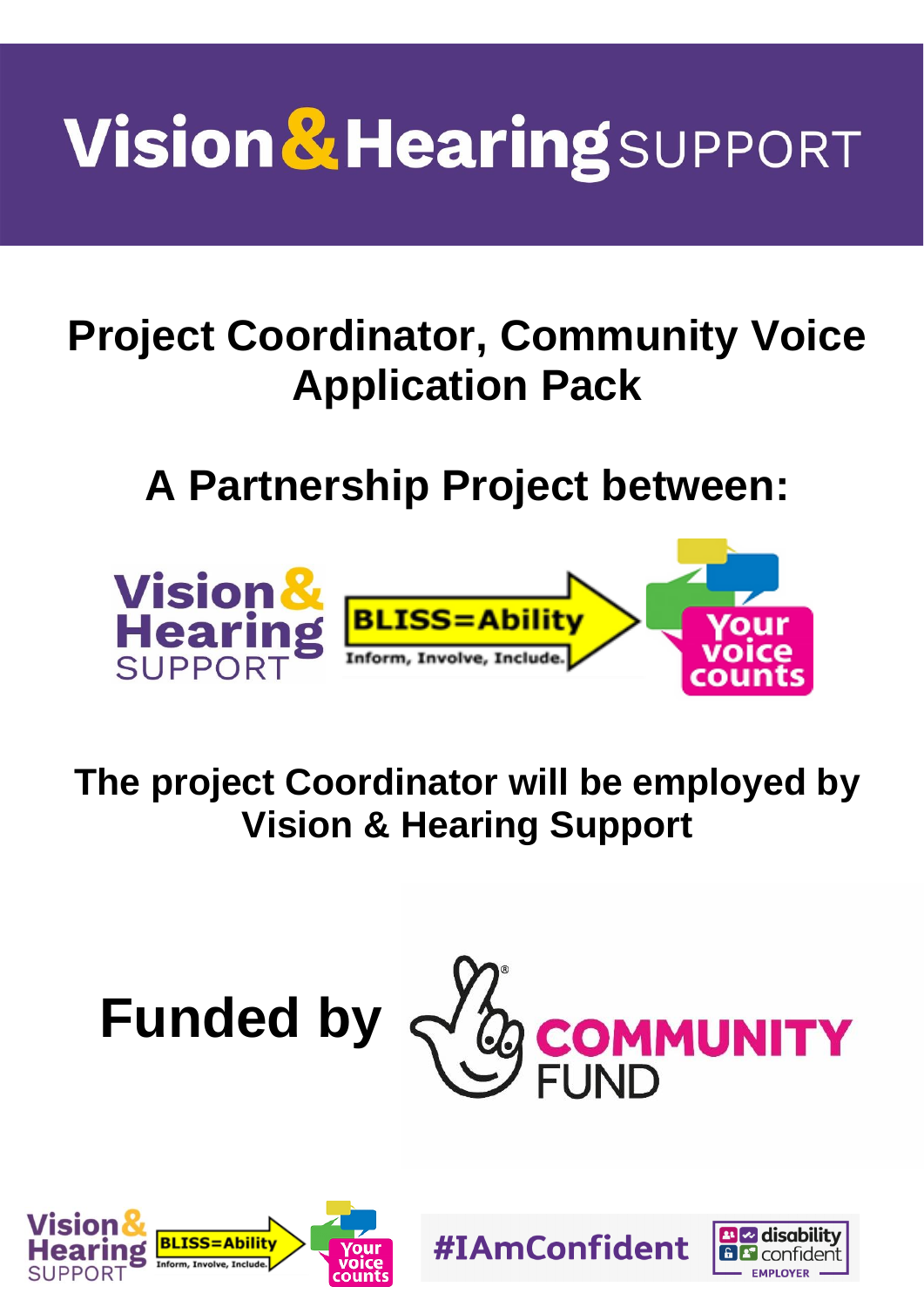# Vision & Hearing SUPPORT

## Project Coordinator, Community Voice Application Pack

## A Partnership Project between:

Vision & Hearing SUPPORT | BLISS=Ability Inform, Involve, Include. | Your voice counts

## The project Coordinator will be employed by Vision & Hearing Support

## Funded by COMMUNITY FUND

#IAmConfident

disability confident EMPLOYER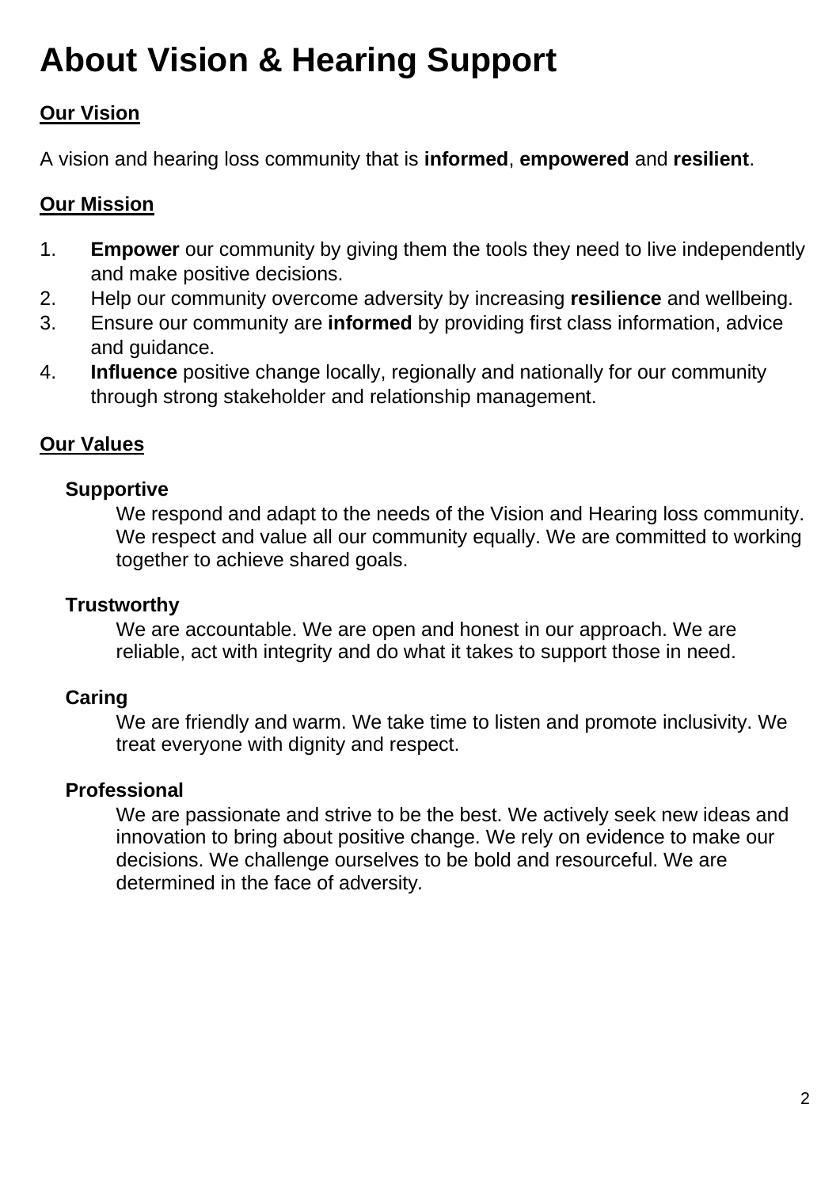# About Vision & Hearing Support

## Our Vision

A vision and hearing loss community that is **informed**, **empowered** and **resilient**.

## Our Mission

1. **Empower** our community by giving them the tools they need to live independently and make positive decisions.
2. Help our community overcome adversity by increasing **resilience** and wellbeing.
3. Ensure our community are **informed** by providing first class information, advice and guidance.
4. **Influence** positive change locally, regionally and nationally for our community through strong stakeholder and relationship management.

## Our Values

### Supportive

We respond and adapt to the needs of the Vision and Hearing loss community. We respect and value all our community equally. We are committed to working together to achieve shared goals.

### Trustworthy

We are accountable. We are open and honest in our approach. We are reliable, act with integrity and do what it takes to support those in need.

### Caring

We are friendly and warm. We take time to listen and promote inclusivity. We treat everyone with dignity and respect.

### Professional

We are passionate and strive to be the best. We actively seek new ideas and innovation to bring about positive change. We rely on evidence to make our decisions. We challenge ourselves to be bold and resourceful. We are determined in the face of adversity.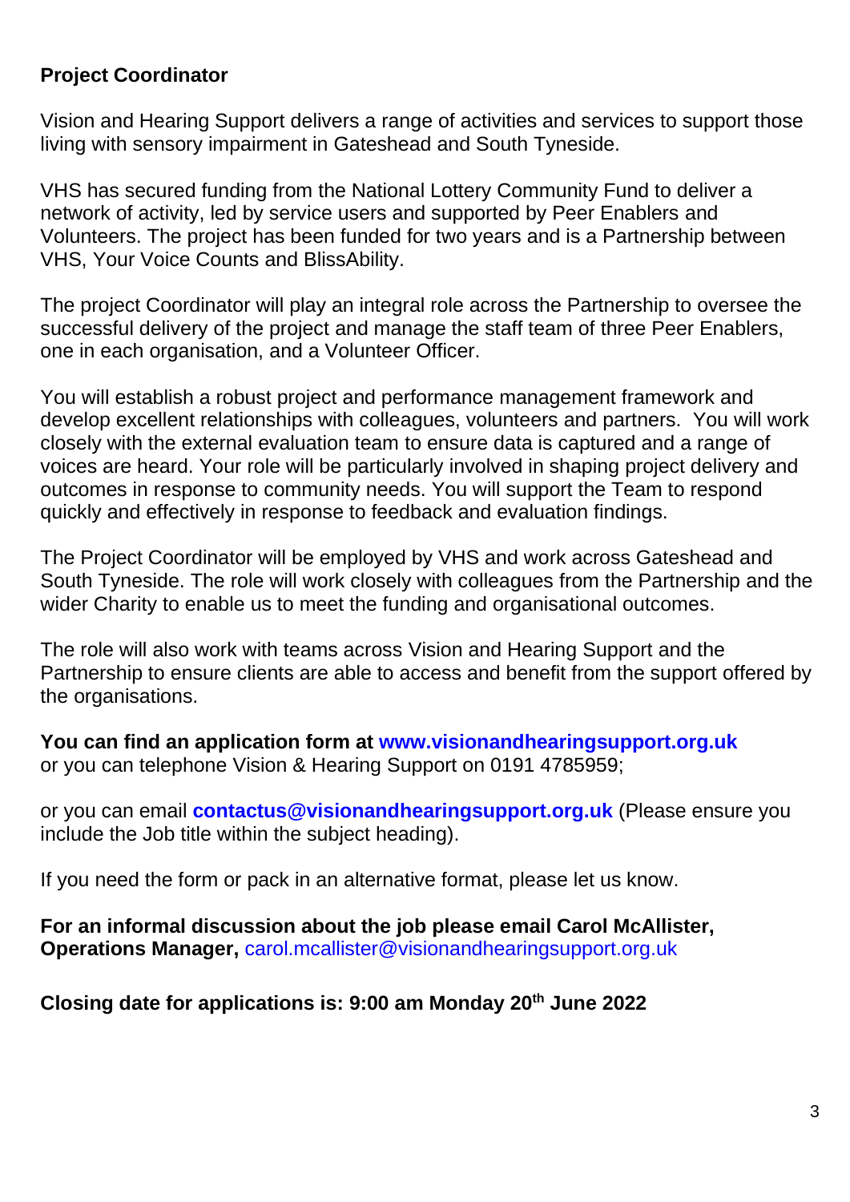**Project Coordinator**

Vision and Hearing Support delivers a range of activities and services to support those living with sensory impairment in Gateshead and South Tyneside.

VHS has secured funding from the National Lottery Community Fund to deliver a network of activity, led by service users and supported by Peer Enablers and Volunteers. The project has been funded for two years and is a Partnership between VHS, Your Voice Counts and BlissAbility.

The project Coordinator will play an integral role across the Partnership to oversee the successful delivery of the project and manage the staff team of three Peer Enablers, one in each organisation, and a Volunteer Officer.

You will establish a robust project and performance management framework and develop excellent relationships with colleagues, volunteers and partners. You will work closely with the external evaluation team to ensure data is captured and a range of voices are heard. Your role will be particularly involved in shaping project delivery and outcomes in response to community needs. You will support the Team to respond quickly and effectively in response to feedback and evaluation findings.

The Project Coordinator will be employed by VHS and work across Gateshead and South Tyneside. The role will work closely with colleagues from the Partnership and the wider Charity to enable us to meet the funding and organisational outcomes.

The role will also work with teams across Vision and Hearing Support and the Partnership to ensure clients are able to access and benefit from the support offered by the organisations.

**You can find an application form at www.visionandhearingsupport.org.uk**
or you can telephone Vision & Hearing Support on 0191 4785959;

or you can email **contactus@visionandhearingsupport.org.uk** (Please ensure you include the Job title within the subject heading).

If you need the form or pack in an alternative format, please let us know.

**For an informal discussion about the job please email Carol McAllister, Operations Manager,** carol.mcallister@visionandhearingsupport.org.uk

**Closing date for applications is: 9:00 am Monday 20th June 2022**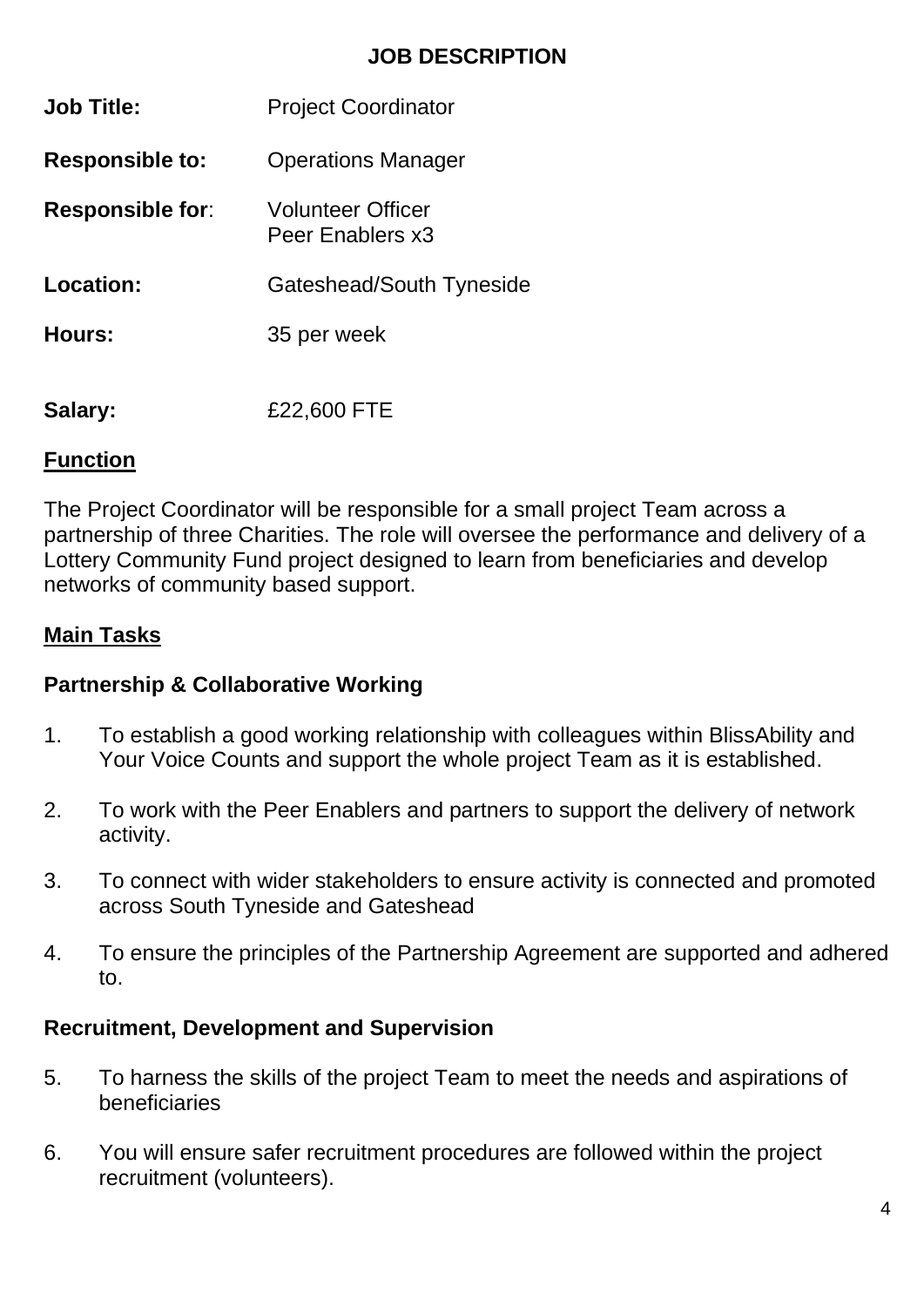# JOB DESCRIPTION

**Job Title:** Project Coordinator

**Responsible to:** Operations Manager

**Responsible for:** Volunteer Officer
Peer Enablers x3

**Location:** Gateshead/South Tyneside

**Hours:** 35 per week

**Salary:** £22,600 FTE

## Function

The Project Coordinator will be responsible for a small project Team across a partnership of three Charities. The role will oversee the performance and delivery of a Lottery Community Fund project designed to learn from beneficiaries and develop networks of community based support.

## Main Tasks

### Partnership & Collaborative Working

1. To establish a good working relationship with colleagues within BlissAbility and Your Voice Counts and support the whole project Team as it is established.

2. To work with the Peer Enablers and partners to support the delivery of network activity.

3. To connect with wider stakeholders to ensure activity is connected and promoted across South Tyneside and Gateshead

4. To ensure the principles of the Partnership Agreement are supported and adhered to.

### Recruitment, Development and Supervision

5. To harness the skills of the project Team to meet the needs and aspirations of beneficiaries

6. You will ensure safer recruitment procedures are followed within the project recruitment (volunteers).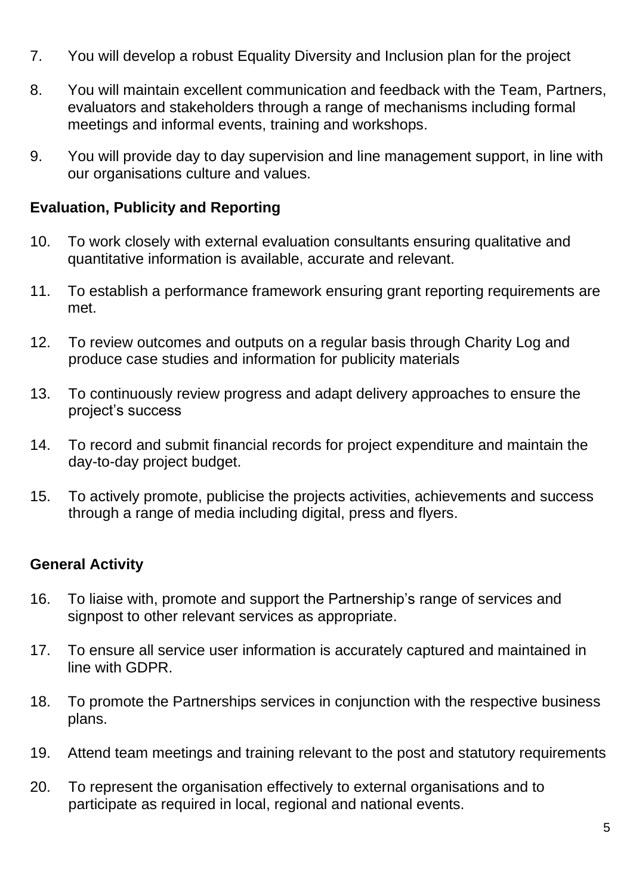7. You will develop a robust Equality Diversity and Inclusion plan for the project

8. You will maintain excellent communication and feedback with the Team, Partners, evaluators and stakeholders through a range of mechanisms including formal meetings and informal events, training and workshops.

9. You will provide day to day supervision and line management support, in line with our organisations culture and values.

**Evaluation, Publicity and Reporting**

10. To work closely with external evaluation consultants ensuring qualitative and quantitative information is available, accurate and relevant.

11. To establish a performance framework ensuring grant reporting requirements are met.

12. To review outcomes and outputs on a regular basis through Charity Log and produce case studies and information for publicity materials

13. To continuously review progress and adapt delivery approaches to ensure the project's success

14. To record and submit financial records for project expenditure and maintain the day-to-day project budget.

15. To actively promote, publicise the projects activities, achievements and success through a range of media including digital, press and flyers.

**General Activity**

16. To liaise with, promote and support the Partnership's range of services and signpost to other relevant services as appropriate.

17. To ensure all service user information is accurately captured and maintained in line with GDPR.

18. To promote the Partnerships services in conjunction with the respective business plans.

19. Attend team meetings and training relevant to the post and statutory requirements

20. To represent the organisation effectively to external organisations and to participate as required in local, regional and national events.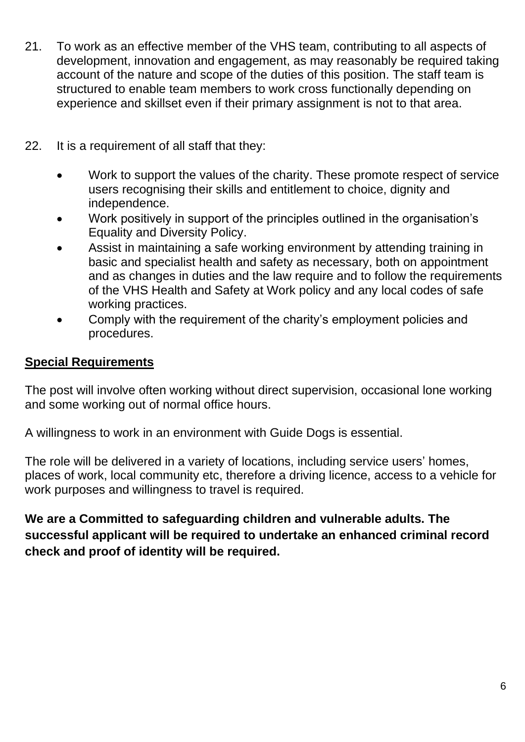21. To work as an effective member of the VHS team, contributing to all aspects of development, innovation and engagement, as may reasonably be required taking account of the nature and scope of the duties of this position. The staff team is structured to enable team members to work cross functionally depending on experience and skillset even if their primary assignment is not to that area.

22. It is a requirement of all staff that they:

    - Work to support the values of the charity. These promote respect of service users recognising their skills and entitlement to choice, dignity and independence.
    - Work positively in support of the principles outlined in the organisation's Equality and Diversity Policy.
    - Assist in maintaining a safe working environment by attending training in basic and specialist health and safety as necessary, both on appointment and as changes in duties and the law require and to follow the requirements of the VHS Health and Safety at Work policy and any local codes of safe working practices.
    - Comply with the requirement of the charity's employment policies and procedures.

## Special Requirements

The post will involve often working without direct supervision, occasional lone working and some working out of normal office hours.

A willingness to work in an environment with Guide Dogs is essential.

The role will be delivered in a variety of locations, including service users' homes, places of work, local community etc, therefore a driving licence, access to a vehicle for work purposes and willingness to travel is required.

**We are a Committed to safeguarding children and vulnerable adults. The successful applicant will be required to undertake an enhanced criminal record check and proof of identity will be required.**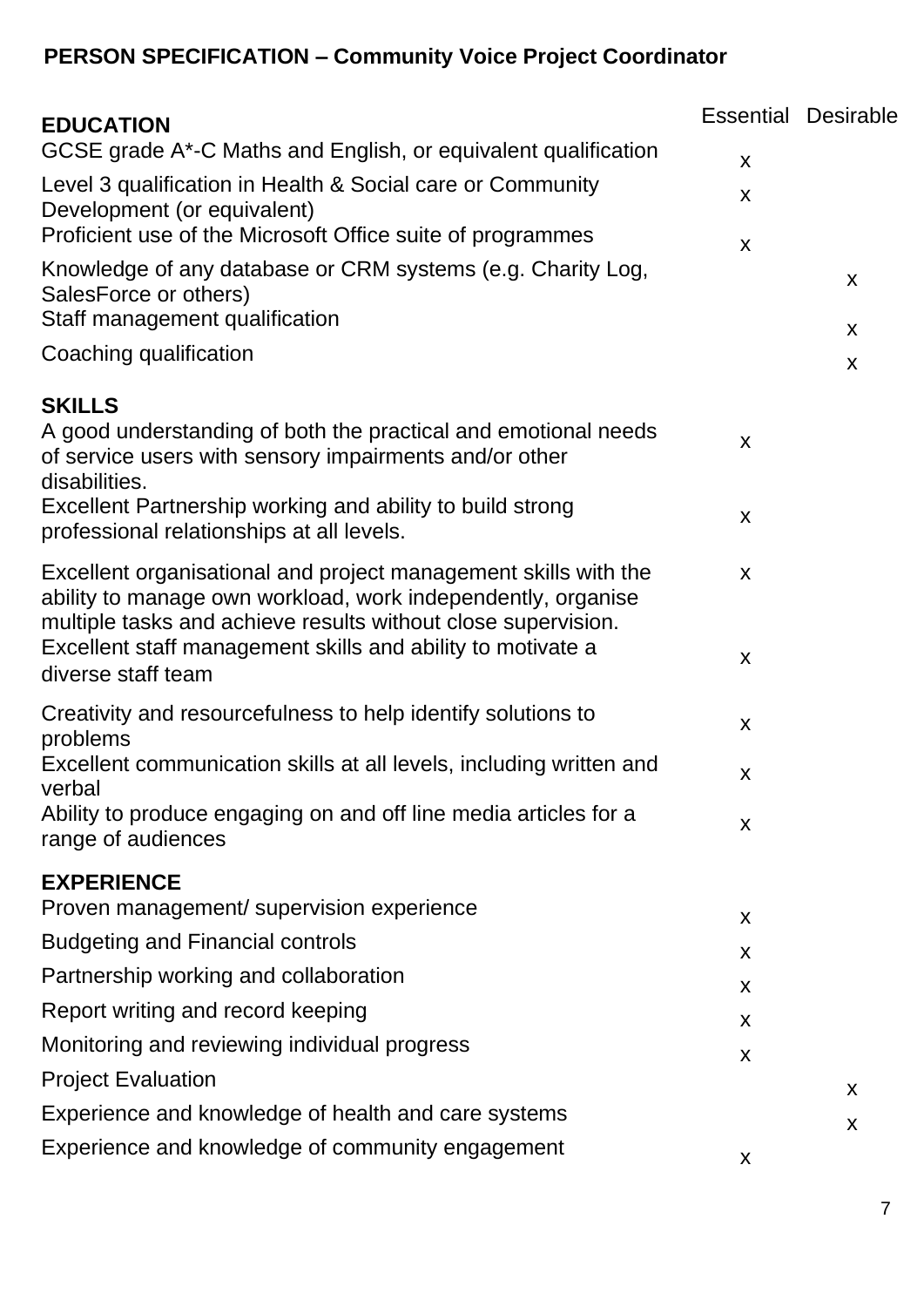## PERSON SPECIFICATION – Community Voice Project Coordinator

| | Essential | Desirable |
|---|---|---|
| **EDUCATION** | | |
| GCSE grade A*-C Maths and English, or equivalent qualification | x | |
| Level 3 qualification in Health & Social care or Community Development (or equivalent) | x | |
| Proficient use of the Microsoft Office suite of programmes | x | |
| Knowledge of any database or CRM systems (e.g. Charity Log, SalesForce or others) | | x |
| Staff management qualification | | x |
| Coaching qualification | | x |
| **SKILLS** | | |
| A good understanding of both the practical and emotional needs of service users with sensory impairments and/or other disabilities. | x | |
| Excellent Partnership working and ability to build strong professional relationships at all levels. | x | |
| Excellent organisational and project management skills with the ability to manage own workload, work independently, organise multiple tasks and achieve results without close supervision. | x | |
| Excellent staff management skills and ability to motivate a diverse staff team | x | |
| Creativity and resourcefulness to help identify solutions to problems | x | |
| Excellent communication skills at all levels, including written and verbal | x | |
| Ability to produce engaging on and off line media articles for a range of audiences | x | |
| **EXPERIENCE** | | |
| Proven management/ supervision experience | x | |
| Budgeting and Financial controls | x | |
| Partnership working and collaboration | x | |
| Report writing and record keeping | x | |
| Monitoring and reviewing individual progress | x | |
| Project Evaluation | | x |
| Experience and knowledge of health and care systems | | x |
| Experience and knowledge of community engagement | x | |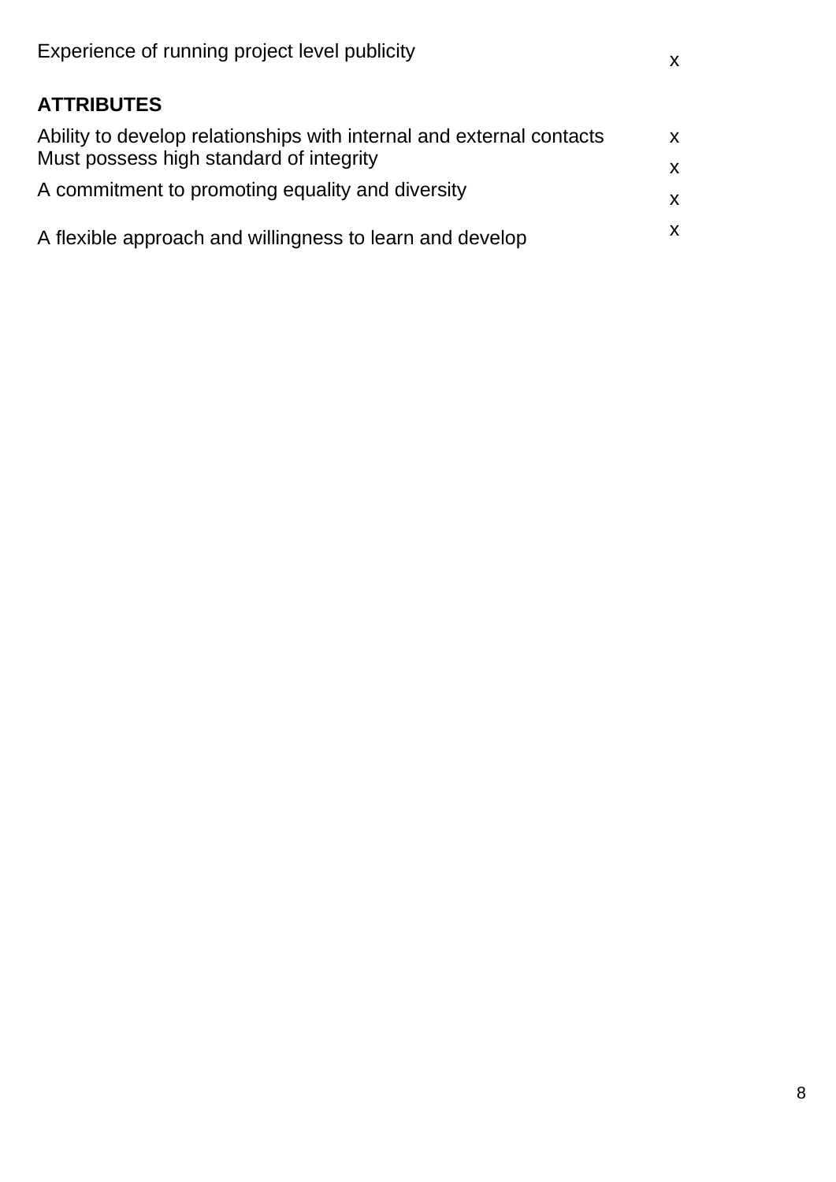| | |
|---|---|
| Experience of running project level publicity | x |
| **ATTRIBUTES** | |
| Ability to develop relationships with internal and external contacts | x |
| Must possess high standard of integrity | x |
| A commitment to promoting equality and diversity | x |
| A flexible approach and willingness to learn and develop | x |